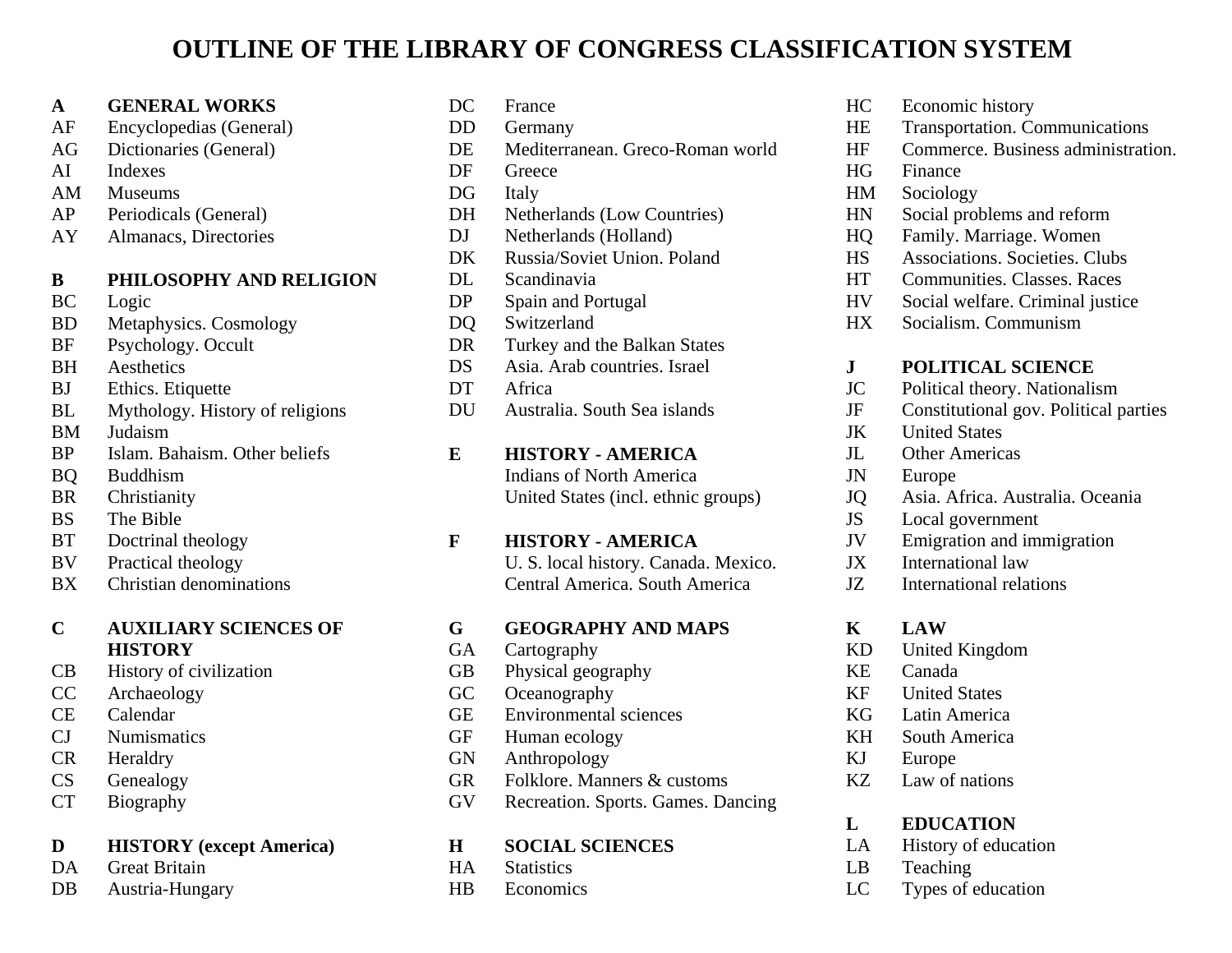# OUTLINE OF THE LIBRARY OF CONGRESS CLASSIFICATION SYSTEM

**A GENERAL WORKS**

- AF Encyclopedias (General)
- AG Dictionaries (General)
- AI Indexes
- AM Museums
- AP Periodicals (General)
- AY Almanacs, Directories

**B PHILOSOPHY AND RELIGION**

- BC Logic
- BD Metaphysics. Cosmology
- BF Psychology. Occult
- BH Aesthetics
- BJ Ethics. Etiquette
- BL Mythology. History of religions
- BM Judaism
- BP Islam. Bahaism. Other beliefs
- BQ Buddhism
- BR Christianity
- BS The Bible
- BT Doctrinal theology
- BV Practical theology
- BX Christian denominations

**C AUXILIARY SCIENCES OF HISTORY**

- CB History of civilization
- CC Archaeology
- CE Calendar
- CJ Numismatics
- CR Heraldry
- CS Genealogy
- CT Biography

**D HISTORY (except America)**

- DA Great Britain
- DB Austria-Hungary
- DC France
- DD Germany
- DE Mediterranean. Greco-Roman world
- DF Greece
- DG Italy
- DH Netherlands (Low Countries)
- DJ Netherlands (Holland)
- DK Russia/Soviet Union. Poland
- DL Scandinavia
- DP Spain and Portugal
- DQ Switzerland
- DR Turkey and the Balkan States
- DS Asia. Arab countries. Israel
- DT Africa
- DU Australia. South Sea islands

**E HISTORY - AMERICA**

Indians of North America
United States (incl. ethnic groups)

**F HISTORY - AMERICA**

U. S. local history. Canada. Mexico.
Central America. South America

**G GEOGRAPHY AND MAPS**

- GA Cartography
- GB Physical geography
- GC Oceanography
- GE Environmental sciences
- GF Human ecology
- GN Anthropology
- GR Folklore. Manners & customs
- GV Recreation. Sports. Games. Dancing

**H SOCIAL SCIENCES**

- HA Statistics
- HB Economics
- HC Economic history
- HE Transportation. Communications
- HF Commerce. Business administration.
- HG Finance
- HM Sociology
- HN Social problems and reform
- HQ Family. Marriage. Women
- HS Associations. Societies. Clubs
- HT Communities. Classes. Races
- HV Social welfare. Criminal justice
- HX Socialism. Communism

**J POLITICAL SCIENCE**

- JC Political theory. Nationalism
- JF Constitutional gov. Political parties
- JK United States
- JL Other Americas
- JN Europe
- JQ Asia. Africa. Australia. Oceania
- JS Local government
- JV Emigration and immigration
- JX International law
- JZ International relations

**K LAW**

- KD United Kingdom
- KE Canada
- KF United States
- KG Latin America
- KH South America
- KJ Europe
- KZ Law of nations

**L EDUCATION**

- LA History of education
- LB Teaching
- LC Types of education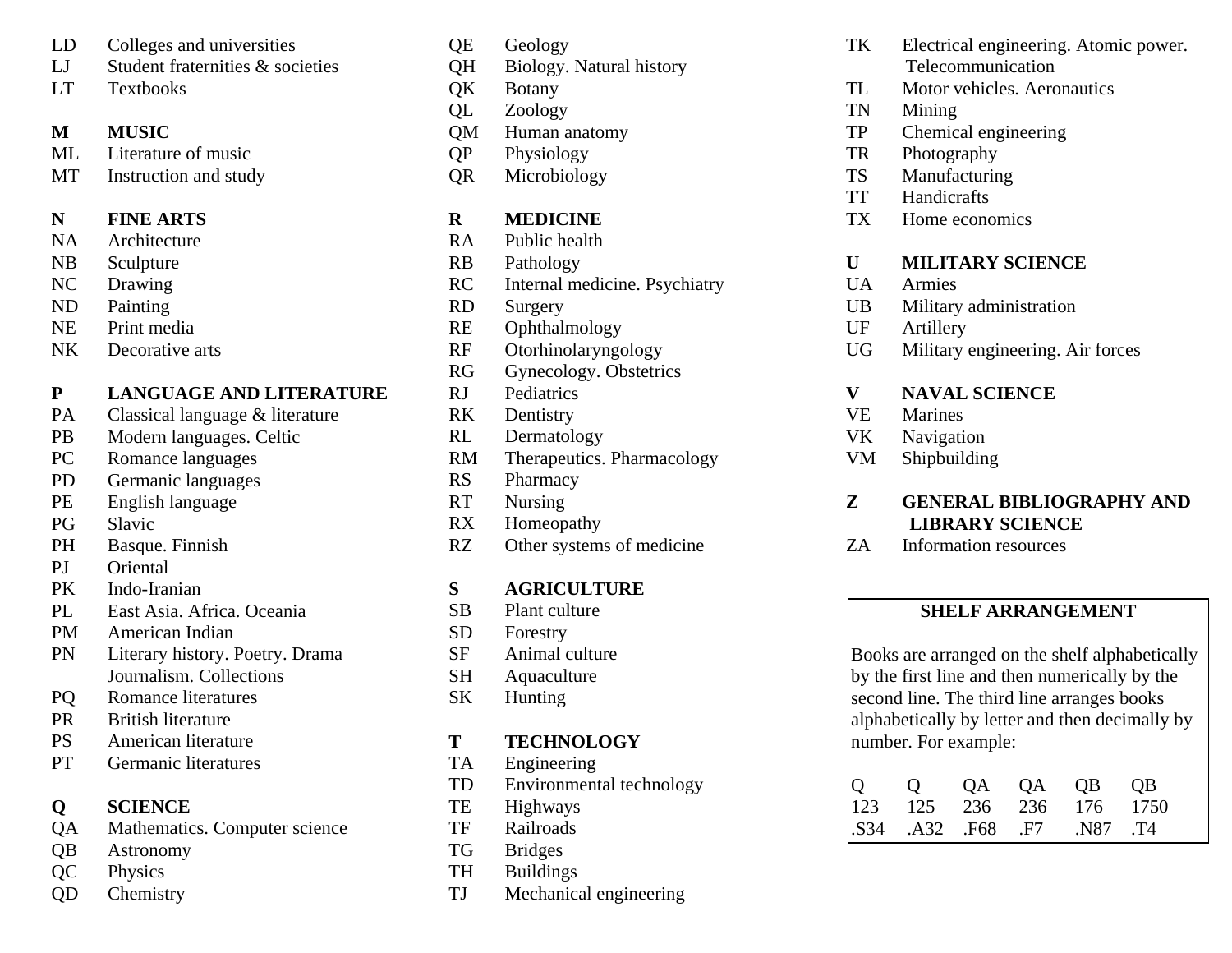LD Colleges and universities
LJ Student fraternities & societies
LT Textbooks

**M MUSIC**
ML Literature of music
MT Instruction and study

**N FINE ARTS**
NA Architecture
NB Sculpture
NC Drawing
ND Painting
NE Print media
NK Decorative arts

**P LANGUAGE AND LITERATURE**
PA Classical language & literature
PB Modern languages. Celtic
PC Romance languages
PD Germanic languages
PE English language
PG Slavic
PH Basque. Finnish
PJ Oriental
PK Indo-Iranian
PL East Asia. Africa. Oceania
PM American Indian
PN Literary history. Poetry. Drama Journalism. Collections
PQ Romance literatures
PR British literature
PS American literature
PT Germanic literatures

**Q SCIENCE**
QA Mathematics. Computer science
QB Astronomy
QC Physics
QD Chemistry
QE Geology
QH Biology. Natural history
QK Botany
QL Zoology
QM Human anatomy
QP Physiology
QR Microbiology

**R MEDICINE**
RA Public health
RB Pathology
RC Internal medicine. Psychiatry
RD Surgery
RE Ophthalmology
RF Otorhinolaryngology
RG Gynecology. Obstetrics
RJ Pediatrics
RK Dentistry
RL Dermatology
RM Therapeutics. Pharmacology
RS Pharmacy
RT Nursing
RX Homeopathy
RZ Other systems of medicine

**S AGRICULTURE**
SB Plant culture
SD Forestry
SF Animal culture
SH Aquaculture
SK Hunting

**T TECHNOLOGY**
TA Engineering
TD Environmental technology
TE Highways
TF Railroads
TG Bridges
TH Buildings
TJ Mechanical engineering
TK Electrical engineering. Atomic power. Telecommunication
TL Motor vehicles. Aeronautics
TN Mining
TP Chemical engineering
TR Photography
TS Manufacturing
TT Handicrafts
TX Home economics

**U MILITARY SCIENCE**
UA Armies
UB Military administration
UF Artillery
UG Military engineering. Air forces

**V NAVAL SCIENCE**
VE Marines
VK Navigation
VM Shipbuilding

**Z GENERAL BIBLIOGRAPHY AND LIBRARY SCIENCE**
ZA Information resources

**SHELF ARRANGEMENT**

Books are arranged on the shelf alphabetically by the first line and then numerically by the second line. The third line arranges books alphabetically by letter and then decimally by number. For example:

| | | | | | |
|---|---|---|---|---|---|
| Q | Q | QA | QA | QB | QB |
| 123 | 125 | 236 | 236 | 176 | 1750 |
| .S34 | .A32 | .F68 | .F7 | .N87 | .T4 |